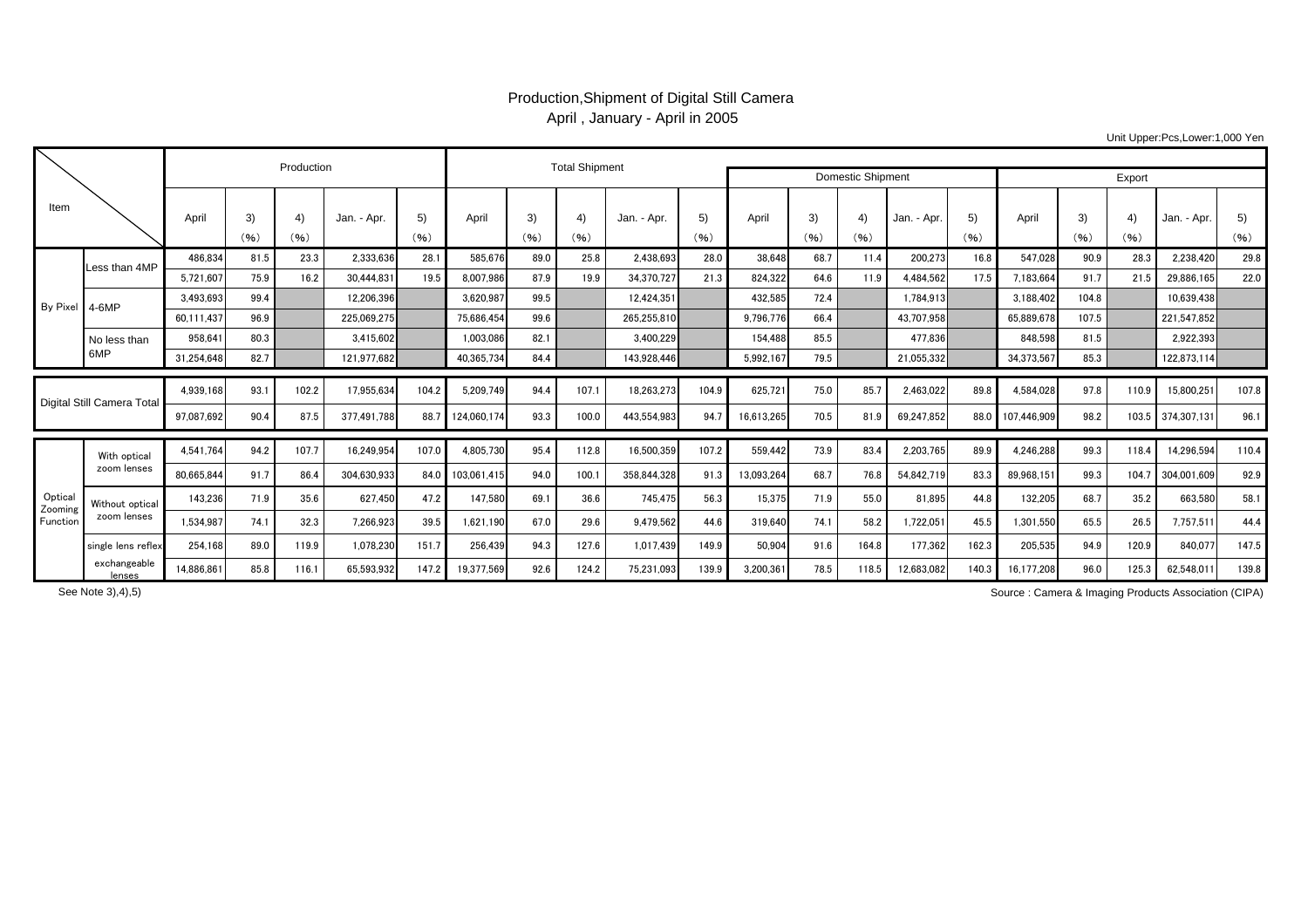# Production,Shipment of Digital Still Camera

April , January - April in 2005

Unit Upper:Pcs,Lower:1,000 Yen

| Item | | Production | | | | | Total Shipment | | | | | Domestic Shipment | | | | | Export | | | | |
|---|---|---|---|---|---|---|---|---|---|---|---|---|---|---|---|---|---|---|---|---|---|
| | | April | 3) (%) | 4) (%) | Jan. - Apr. | 5) (%) | April | 3) (%) | 4) (%) | Jan. - Apr. | 5) (%) | April | 3) (%) | 4) (%) | Jan. - Apr. | 5) (%) | April | 3) (%) | 4) (%) | Jan. - Apr. | 5) (%) |
| By Pixel | Less than 4MP | 486,834 | 81.5 | 23.3 | 2,333,636 | 28.1 | 585,676 | 89.0 | 25.8 | 2,438,693 | 28.0 | 38,648 | 68.7 | 11.4 | 200,273 | 16.8 | 547,028 | 90.9 | 28.3 | 2,238,420 | 29.8 |
| | | 5,721,607 | 75.9 | 16.2 | 30,444,831 | 19.5 | 8,007,986 | 87.9 | 19.9 | 34,370,727 | 21.3 | 824,322 | 64.6 | 11.9 | 4,484,562 | 17.5 | 7,183,664 | 91.7 | 21.5 | 29,886,165 | 22.0 |
| | 4-6MP | 3,493,693 | 99.4 | | 12,206,396 | | 3,620,987 | 99.5 | | 12,424,351 | | 432,585 | 72.4 | | 1,784,913 | | 3,188,402 | 104.8 | | 10,639,438 | |
| | | 60,111,437 | 96.9 | | 225,069,275 | | 75,686,454 | 99.6 | | 265,255,810 | | 9,796,776 | 66.4 | | 43,707,958 | | 65,889,678 | 107.5 | | 221,547,852 | |
| | No less than 6MP | 958,641 | 80.3 | | 3,415,602 | | 1,003,086 | 82.1 | | 3,400,229 | | 154,488 | 85.5 | | 477,836 | | 848,598 | 81.5 | | 2,922,393 | |
| | | 31,254,648 | 82.7 | | 121,977,682 | | 40,365,734 | 84.4 | | 143,928,446 | | 5,992,167 | 79.5 | | 21,055,332 | | 34,373,567 | 85.3 | | 122,873,114 | |
| Digital Still Camera Total | | 4,939,168 | 93.1 | 102.2 | 17,955,634 | 104.2 | 5,209,749 | 94.4 | 107.1 | 18,263,273 | 104.9 | 625,721 | 75.0 | 85.7 | 2,463,022 | 89.8 | 4,584,028 | 97.8 | 110.9 | 15,800,251 | 107.8 |
| | | 97,087,692 | 90.4 | 87.5 | 377,491,788 | 88.7 | 124,060,174 | 93.3 | 100.0 | 443,554,983 | 94.7 | 16,613,265 | 70.5 | 81.9 | 69,247,852 | 88.0 | 107,446,909 | 98.2 | 103.5 | 374,307,131 | 96.1 |
| Optical Zooming Function | With optical zoom lenses | 4,541,764 | 94.2 | 107.7 | 16,249,954 | 107.0 | 4,805,730 | 95.4 | 112.8 | 16,500,359 | 107.2 | 559,442 | 73.9 | 83.4 | 2,203,765 | 89.9 | 4,246,288 | 99.3 | 118.4 | 14,296,594 | 110.4 |
| | | 80,665,844 | 91.7 | 86.4 | 304,630,933 | 84.0 | 103,061,415 | 94.0 | 100.1 | 358,844,328 | 91.3 | 13,093,264 | 68.7 | 76.8 | 54,842,719 | 83.3 | 89,968,151 | 99.3 | 104.7 | 304,001,609 | 92.9 |
| | Without optical zoom lenses | 143,236 | 71.9 | 35.6 | 627,450 | 47.2 | 147,580 | 69.1 | 36.6 | 745,475 | 56.3 | 15,375 | 71.9 | 55.0 | 81,895 | 44.8 | 132,205 | 68.7 | 35.2 | 663,580 | 58.1 |
| | | 1,534,987 | 74.1 | 32.3 | 7,266,923 | 39.5 | 1,621,190 | 67.0 | 29.6 | 9,479,562 | 44.6 | 319,640 | 74.1 | 58.2 | 1,722,051 | 45.5 | 1,301,550 | 65.5 | 26.5 | 7,757,511 | 44.4 |
| | single lens reflex exchangeable lenses | 254,168 | 89.0 | 119.9 | 1,078,230 | 151.7 | 256,439 | 94.3 | 127.6 | 1,017,439 | 149.9 | 50,904 | 91.6 | 164.8 | 177,362 | 162.3 | 205,535 | 94.9 | 120.9 | 840,077 | 147.5 |
| | | 14,886,861 | 85.8 | 116.1 | 65,593,932 | 147.2 | 19,377,569 | 92.6 | 124.2 | 75,231,093 | 139.9 | 3,200,361 | 78.5 | 118.5 | 12,683,082 | 140.3 | 16,177,208 | 96.0 | 125.3 | 62,548,011 | 139.8 |

See Note 3),4),5)

Source : Camera & Imaging Products Association (CIPA)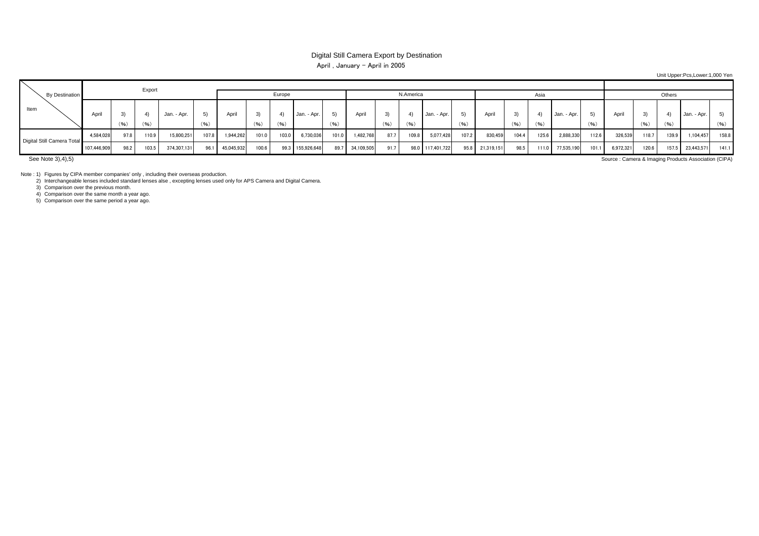# Digital Still Camera Export by Destination

April , January - April in 2005

Unit Upper:Pcs,Lower:1,000 Yen

| By Destination / Item | Export | | | | | Europe | | | | | N.America | | | | | Asia | | | | | Others | | | | |
|---|---|---|---|---|---|---|---|---|---|---|---|---|---|---|---|---|---|---|---|---|---|---|---|---|---|
| | April | 3) (%) | 4) (%) | Jan. - Apr. | 5) (%) | April | 3) (%) | 4) (%) | Jan. - Apr. | 5) (%) | April | 3) (%) | 4) (%) | Jan. - Apr. | 5) (%) | April | 3) (%) | 4) (%) | Jan. - Apr. | 5) (%) | April | 3) (%) | 4) (%) | Jan. - Apr. | 5) (%) |
| Digital Still Camera Total | 4,584,028 | 97.8 | 110.9 | 15,800,251 | 107.8 | 1,944,262 | 101.0 | 103.0 | 6,730,036 | 101.0 | 1,482,768 | 87.7 | 109.8 | 5,077,428 | 107.2 | 830,459 | 104.4 | 125.6 | 2,888,330 | 112.6 | 326,539 | 118.7 | 139.9 | 1,104,457 | 158.8 |
| | 107,446,909 | 98.2 | 103.5 | 374,307,131 | 96.1 | 45,045,932 | 100.6 | 99.3 | 155,926,648 | 89.7 | 34,109,505 | 91.7 | 98.0 | 117,401,722 | 95.8 | 21,319,151 | 98.5 | 111.0 | 77,535,190 | 101.1 | 6,972,321 | 120.6 | 157.5 | 23,443,571 | 141.1 |

See Note 3),4),5)

Source : Camera & Imaging Products Association (CIPA)

Note : 1) Figures by CIPA member companies' only , including their overseas production.
2) Interchangeable lenses included standard lenses alse , excepting lenses used only for APS Camera and Digital Camera.
3) Comparison over the previous month.
4) Comparison over the same month a year ago.
5) Comparison over the same period a year ago.